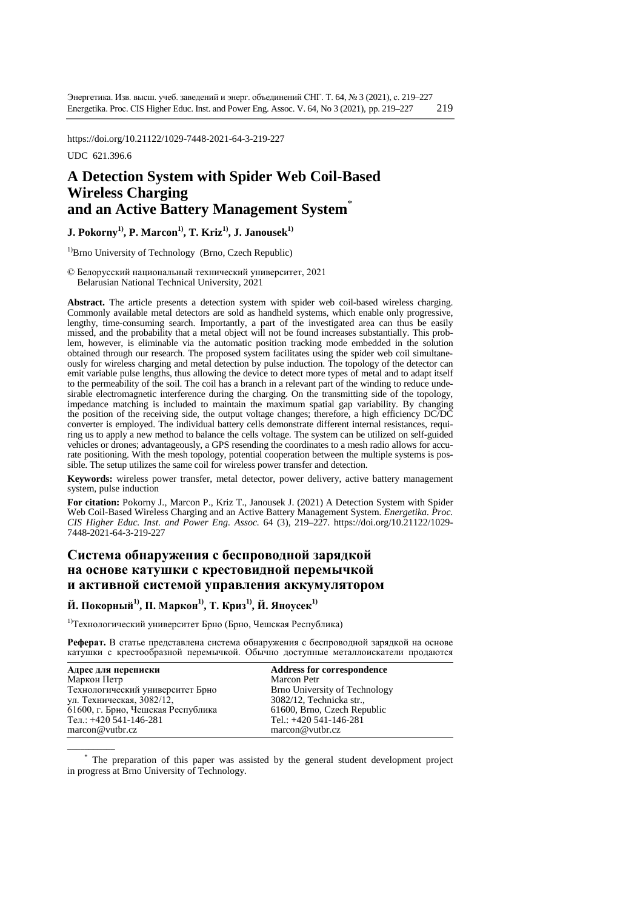https://doi.org/10.21122/1029-7448-2021-64-3-219-227

UDC 621.396.6

# A Detection System with Spider Web Coil-Based Wireless Charging and an Active Battery Management System*

**J. Pokorny[1], P. Marcon[1], T. Kriz[1], J. Janousek[1]**

[1]Brno University of Technology (Brno, Czech Republic)

© Белорусский национальный технический университет, 2021
Belarusian National Technical University, 2021

**Abstract.** The article presents a detection system with spider web coil-based wireless charging. Commonly available metal detectors are sold as handheld systems, which enable only progressive, lengthy, time-consuming search. Importantly, a part of the investigated area can thus be easily missed, and the probability that a metal object will not be found increases substantially. This problem, however, is eliminable via the automatic position tracking mode embedded in the solution obtained through our research. The proposed system facilitates using the spider web coil simultaneously for wireless charging and metal detection by pulse induction. The topology of the detector can emit variable pulse lengths, thus allowing the device to detect more types of metal and to adapt itself to the permeability of the soil. The coil has a branch in a relevant part of the winding to reduce undesirable electromagnetic interference during the charging. On the transmitting side of the topology, impedance matching is included to maintain the maximum spatial gap variability. By changing the position of the receiving side, the output voltage changes; therefore, a high efficiency DC/DC converter is employed. The individual battery cells demonstrate different internal resistances, requiring us to apply a new method to balance the cells voltage. The system can be utilized on self-guided vehicles or drones; advantageously, a GPS resending the coordinates to a mesh radio allows for accurate positioning. With the mesh topology, potential cooperation between the multiple systems is possible. The setup utilizes the same coil for wireless power transfer and detection.

**Keywords:** wireless power transfer, metal detector, power delivery, active battery management system, pulse induction

**For citation:** Pokorny J., Marcon P., Kriz T., Janousek J. (2021) A Detection System with Spider Web Coil-Based Wireless Charging and an Active Battery Management System. *Energetika. Proc. CIS Higher Educ. Inst. and Power Eng. Assoc.* 64 (3), 219–227. https://doi.org/10.21122/1029-7448-2021-64-3-219-227

# Система обнаружения с беспроводной зарядкой на основе катушки с крестовидной перемычкой и активной системой управления аккумулятором

**Й. Покорный[1], П. Маркон[1], Т. Криз[1], Й. Яноусек[1]**

[1]Технологический университет Брно (Брно, Чешская Республика)

**Реферат.** В статье представлена система обнаружения с беспроводной зарядкой на основе катушки с крестообразной перемычкой. Обычно доступные металлоискатели продаются

| **Адрес для переписки** | **Address for correspondence** |
|---|---|
| Маркон Петр | Marcon Petr |
| Технологический университет Брно | Brno University of Technology |
| ул. Техническая, 3082/12, | 3082/12, Technicka str., |
| 61600, г. Брно, Чешская Республика | 61600, Brno, Czech Republic |
| Тел.: +420 541-146-281 | Tel.: +420 541-146-281 |
| marcon@vutbr.cz | marcon@vutbr.cz |

* The preparation of this paper was assisted by the general student development project in progress at Brno University of Technology.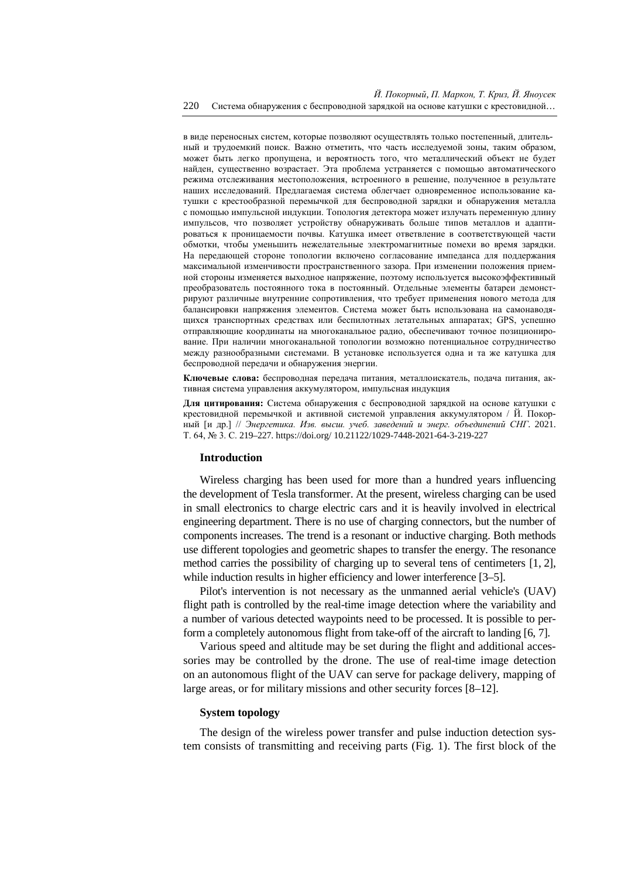в виде переносных систем, которые позволяют осуществлять только постепенный, длительный и трудоемкий поиск. Важно отметить, что часть исследуемой зоны, таким образом, может быть легко пропущена, и вероятность того, что металлический объект не будет найден, существенно возрастает. Эта проблема устраняется с помощью автоматического режима отслеживания местоположения, встроенного в решение, полученное в результате наших исследований. Предлагаемая система облегчает одновременное использование катушки с крестообразной перемычкой для беспроводной зарядки и обнаружения металла с помощью импульсной индукции. Топология детектора может излучать переменную длину импульсов, что позволяет устройству обнаруживать больше типов металлов и адаптироваться к проницаемости почвы. Катушка имеет ответвление в соответствующей части обмотки, чтобы уменьшить нежелательные электромагнитные помехи во время зарядки. На передающей стороне топологии включено согласование импеданса для поддержания максимальной изменчивости пространственного зазора. При изменении положения приемной стороны изменяется выходное напряжение, поэтому используется высокоэффективный преобразователь постоянного тока в постоянный. Отдельные элементы батареи демонстрируют различные внутренние сопротивления, что требует применения нового метода для балансировки напряжения элементов. Система может быть использована на самонаводящихся транспортных средствах или беспилотных летательных аппаратах; GPS, успешно отправляющие координаты на многоканальное радио, обеспечивают точное позиционирование. При наличии многоканальной топологии возможно потенциальное сотрудничество между разнообразными системами. В установке используется одна и та же катушка для беспроводной передачи и обнаружения энергии.

**Ключевые слова:** беспроводная передача питания, металлоискатель, подача питания, активная система управления аккумулятором, импульсная индукция

**Для цитирования:** Система обнаружения с беспроводной зарядкой на основе катушки с крестовидной перемычкой и активной системой управления аккумулятором / Й. Покорный [и др.] // *Энергетика. Изв. высш. учеб. заведений и энерг. объединений СНГ*. 2021. Т. 64, № 3. С. 219–227. https://doi.org/ 10.21122/1029-7448-2021-64-3-219-227

## Introduction

Wireless charging has been used for more than a hundred years influencing the development of Tesla transformer. At the present, wireless charging can be used in small electronics to charge electric cars and it is heavily involved in electrical engineering department. There is no use of charging connectors, but the number of components increases. The trend is a resonant or inductive charging. Both methods use different topologies and geometric shapes to transfer the energy. The resonance method carries the possibility of charging up to several tens of centimeters [1, 2], while induction results in higher efficiency and lower interference [3–5].

Pilot's intervention is not necessary as the unmanned aerial vehicle's (UAV) flight path is controlled by the real-time image detection where the variability and a number of various detected waypoints need to be processed. It is possible to perform a completely autonomous flight from take-off of the aircraft to landing [6, 7].

Various speed and altitude may be set during the flight and additional accessories may be controlled by the drone. The use of real-time image detection on an autonomous flight of the UAV can serve for package delivery, mapping of large areas, or for military missions and other security forces [8–12].

## System topology

The design of the wireless power transfer and pulse induction detection system consists of transmitting and receiving parts (Fig. 1). The first block of the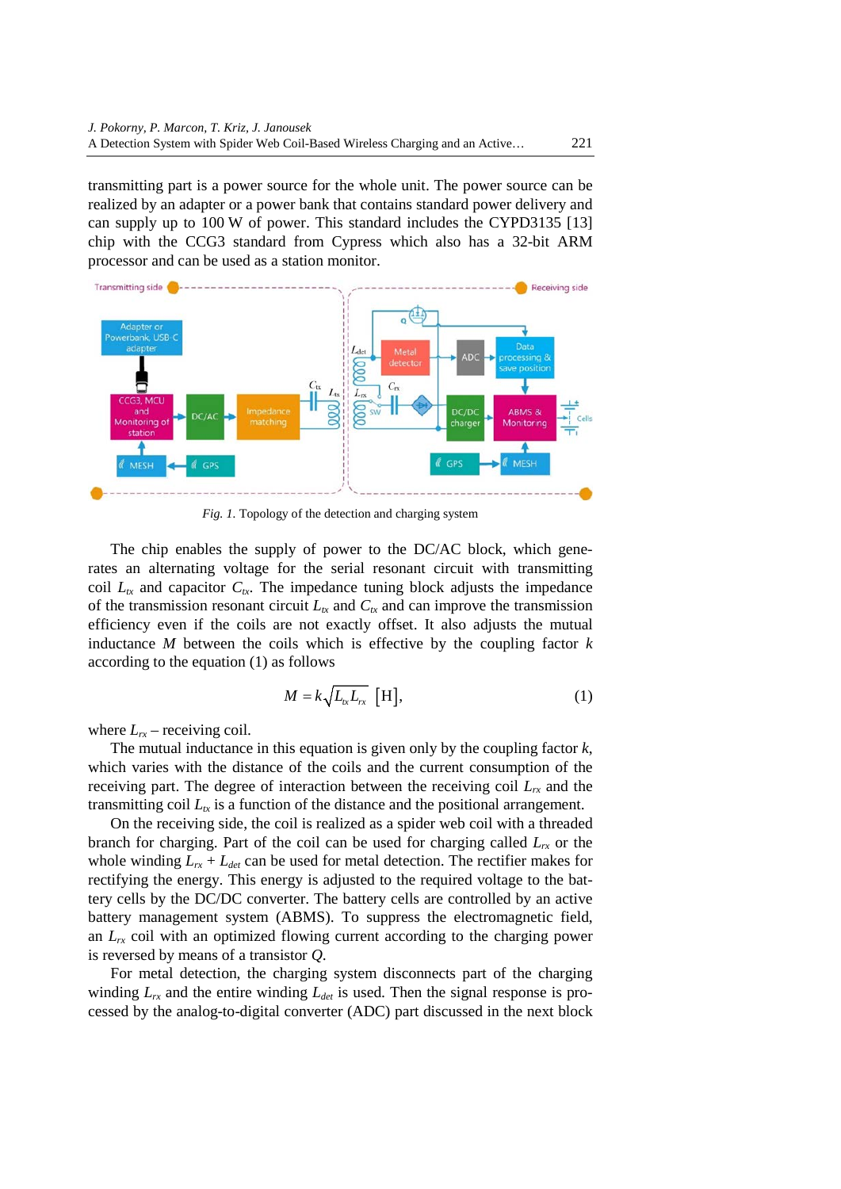transmitting part is a power source for the whole unit. The power source can be realized by an adapter or a power bank that contains standard power delivery and can supply up to 100 W of power. This standard includes the CYPD3135 [13] chip with the CCG3 standard from Cypress which also has a 32-bit ARM processor and can be used as a station monitor.

*Fig. 1.* Topology of the detection and charging system

The chip enables the supply of power to the DC/AC block, which generates an alternating voltage for the serial resonant circuit with transmitting coil $L_{tx}$ and capacitor $C_{tx}$. The impedance tuning block adjusts the impedance of the transmission resonant circuit $L_{tx}$ and $C_{tx}$ and can improve the transmission efficiency even if the coils are not exactly offset. It also adjusts the mutual inductance $M$ between the coils which is effective by the coupling factor $k$ according to the equation (1) as follows

$$M = k\sqrt{L_{tx}L_{rx}} \; [\mathrm{H}], \tag{1}$$

where $L_{rx}$ – receiving coil.

The mutual inductance in this equation is given only by the coupling factor $k$, which varies with the distance of the coils and the current consumption of the receiving part. The degree of interaction between the receiving coil $L_{rx}$ and the transmitting coil $L_{tx}$ is a function of the distance and the positional arrangement.

On the receiving side, the coil is realized as a spider web coil with a threaded branch for charging. Part of the coil can be used for charging called $L_{rx}$ or the whole winding $L_{rx} + L_{det}$ can be used for metal detection. The rectifier makes for rectifying the energy. This energy is adjusted to the required voltage to the battery cells by the DC/DC converter. The battery cells are controlled by an active battery management system (ABMS). To suppress the electromagnetic field, an $L_{rx}$ coil with an optimized flowing current according to the charging power is reversed by means of a transistor $Q$.

For metal detection, the charging system disconnects part of the charging winding $L_{rx}$ and the entire winding $L_{det}$ is used. Then the signal response is processed by the analog-to-digital converter (ADC) part discussed in the next block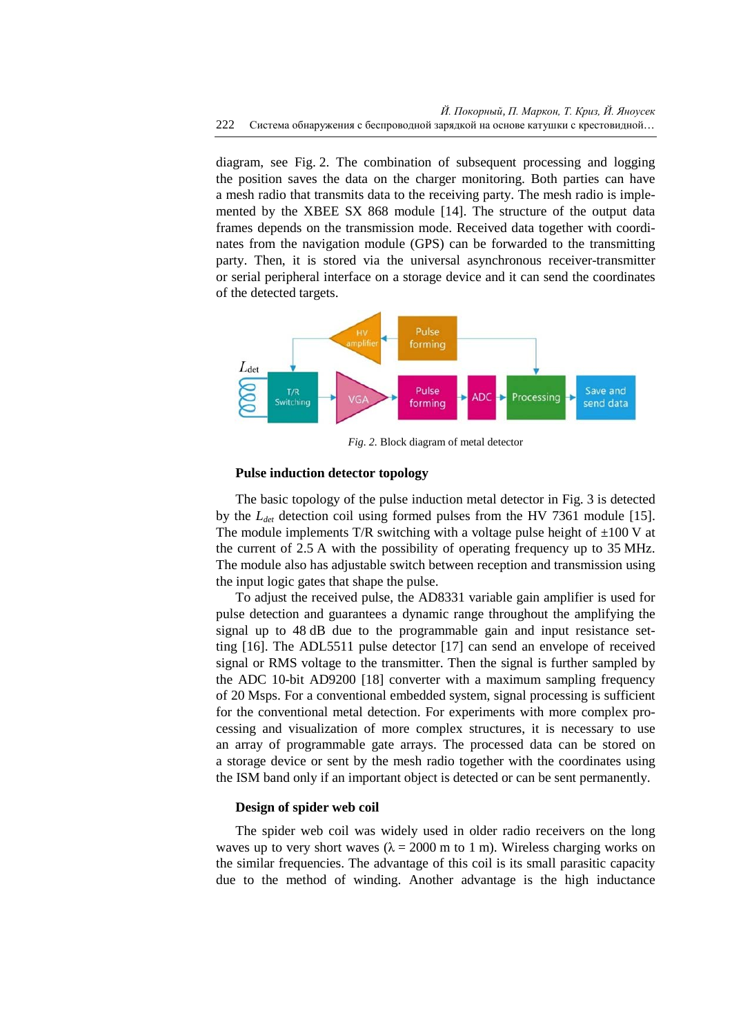diagram, see Fig. 2. The combination of subsequent processing and logging the position saves the data on the charger monitoring. Both parties can have a mesh radio that transmits data to the receiving party. The mesh radio is implemented by the XBEE SX 868 module [14]. The structure of the output data frames depends on the transmission mode. Received data together with coordinates from the navigation module (GPS) can be forwarded to the transmitting party. Then, it is stored via the universal asynchronous receiver-transmitter or serial peripheral interface on a storage device and it can send the coordinates of the detected targets.

*Fig. 2.* Block diagram of metal detector

### Pulse induction detector topology

The basic topology of the pulse induction metal detector in Fig. 3 is detected by the $L_{det}$ detection coil using formed pulses from the HV 7361 module [15]. The module implements T/R switching with a voltage pulse height of ±100 V at the current of 2.5 A with the possibility of operating frequency up to 35 MHz. The module also has adjustable switch between reception and transmission using the input logic gates that shape the pulse.

To adjust the received pulse, the AD8331 variable gain amplifier is used for pulse detection and guarantees a dynamic range throughout the amplifying the signal up to 48 dB due to the programmable gain and input resistance setting [16]. The ADL5511 pulse detector [17] can send an envelope of received signal or RMS voltage to the transmitter. Then the signal is further sampled by the ADC 10-bit AD9200 [18] converter with a maximum sampling frequency of 20 Msps. For a conventional embedded system, signal processing is sufficient for the conventional metal detection. For experiments with more complex processing and visualization of more complex structures, it is necessary to use an array of programmable gate arrays. The processed data can be stored on a storage device or sent by the mesh radio together with the coordinates using the ISM band only if an important object is detected or can be sent permanently.

### Design of spider web coil

The spider web coil was widely used in older radio receivers on the long waves up to very short waves ($\lambda$ = 2000 m to 1 m). Wireless charging works on the similar frequencies. The advantage of this coil is its small parasitic capacity due to the method of winding. Another advantage is the high inductance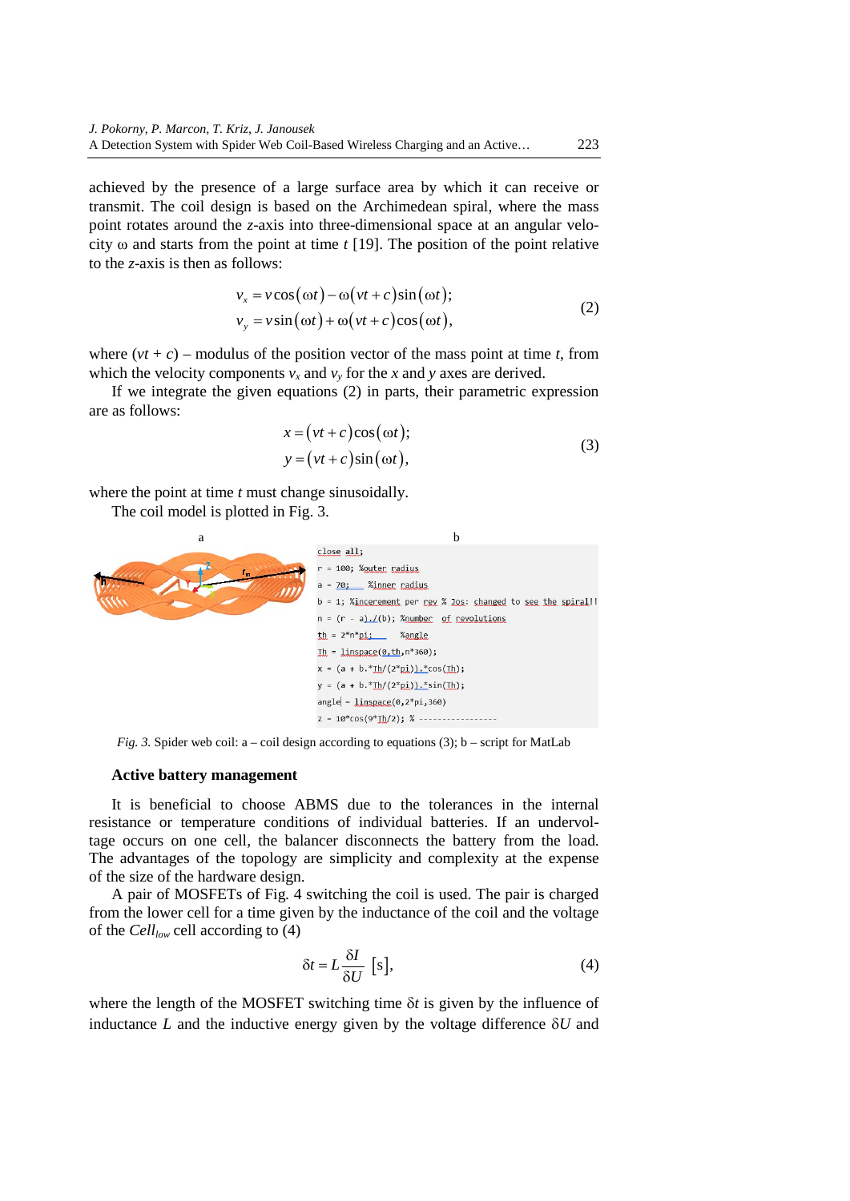achieved by the presence of a large surface area by which it can receive or transmit. The coil design is based on the Archimedean spiral, where the mass point rotates around the $z$-axis into three-dimensional space at an angular velocity ω and starts from the point at time $t$ [19]. The position of the point relative to the $z$-axis is then as follows:

$$
\begin{aligned}
v_x &= v\cos(\omega t) - \omega(vt + c)\sin(\omega t);\\
v_y &= v\sin(\omega t) + \omega(vt + c)\cos(\omega t),
\end{aligned}
\tag{2}
$$

where $(vt + c)$ – modulus of the position vector of the mass point at time $t$, from which the velocity components $v_x$ and $v_y$ for the $x$ and $y$ axes are derived.

If we integrate the given equations (2) in parts, their parametric expression are as follows:

$$
\begin{aligned}
x &= (vt + c)\cos(\omega t);\\
y &= (vt + c)\sin(\omega t),
\end{aligned}
\tag{3}
$$

where the point at time $t$ must change sinusoidally.

The coil model is plotted in Fig. 3.

a b

```
close all;
r = 100; %outer radius
a = 70;  %inner radius
b = 1; %incerement per rev % Jos: changed to see the spiral!!
n = (r - a)./(b); %number  of revolutions
th = 2*n*pi;     %angle
Th = linspace(0,th,n*360);
x = (a + b.*Th/(2*pi)).*cos(Th);
y = (a + b.*Th/(2*pi)).*sin(Th);
angle = linspace(0,2*pi,360)
z = 10*cos(9*Th/2); % ----------------
```

*Fig. 3.* Spider web coil: a – coil design according to equations (3); b – script for MatLab

### Active battery management

It is beneficial to choose ABMS due to the tolerances in the internal resistance or temperature conditions of individual batteries. If an undervoltage occurs on one cell, the balancer disconnects the battery from the load. The advantages of the topology are simplicity and complexity at the expense of the size of the hardware design.

A pair of MOSFETs of Fig. 4 switching the coil is used. The pair is charged from the lower cell for a time given by the inductance of the coil and the voltage of the $Cell_{low}$ cell according to (4)

$$
\delta t = L\frac{\delta I}{\delta U}\ [\mathrm{s}],
\tag{4}
$$

where the length of the MOSFET switching time $\delta t$ is given by the influence of inductance $L$ and the inductive energy given by the voltage difference $\delta U$ and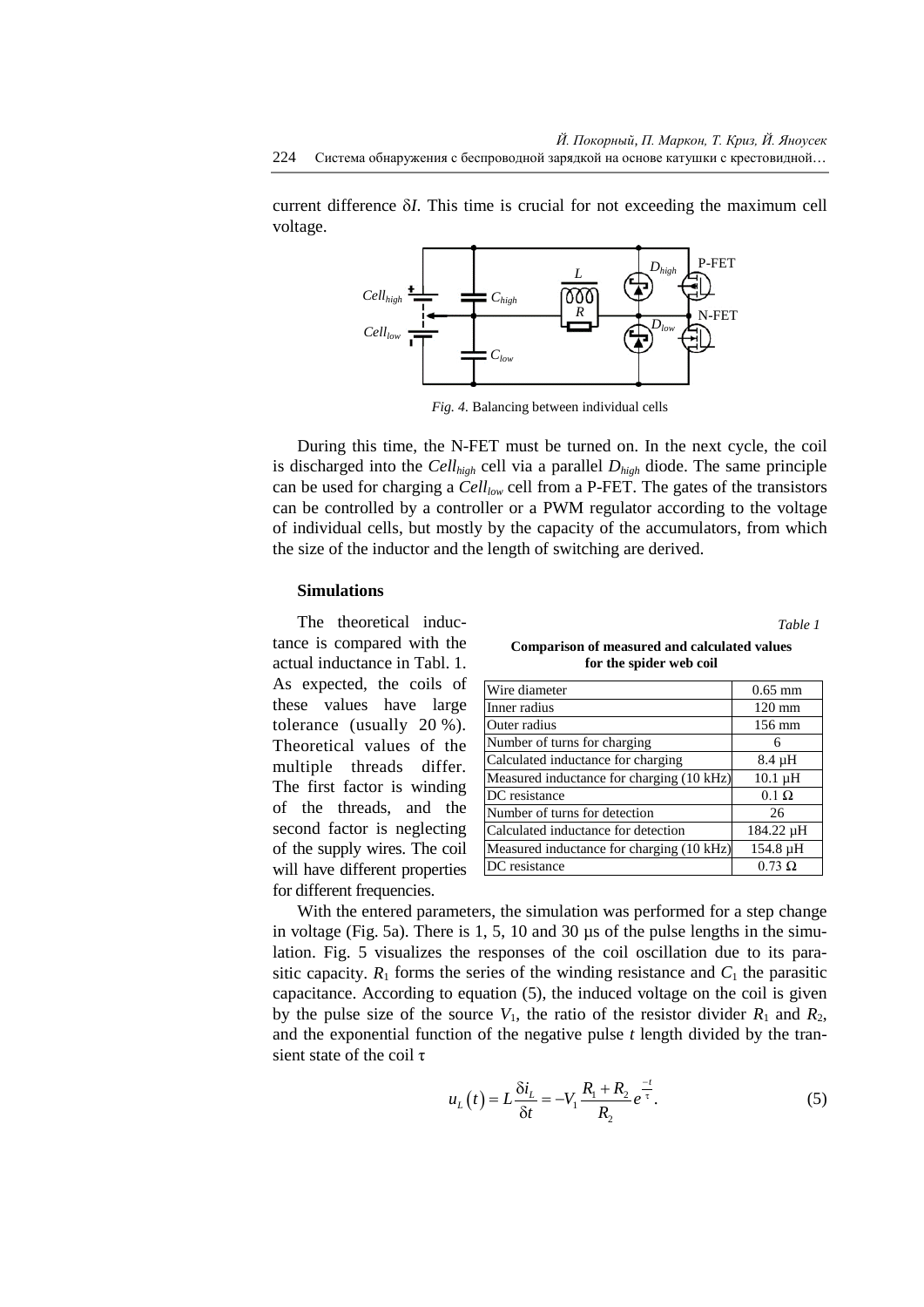current difference $\delta I$. This time is crucial for not exceeding the maximum cell voltage.

*Fig. 4.* Balancing between individual cells

During this time, the N-FET must be turned on. In the next cycle, the coil is discharged into the $Cell_{high}$ cell via a parallel $D_{high}$ diode. The same principle can be used for charging a $Cell_{low}$ cell from a P-FET. The gates of the transistors can be controlled by a controller or a PWM regulator according to the voltage of individual cells, but mostly by the capacity of the accumulators, from which the size of the inductor and the length of switching are derived.

### Simulations

The theoretical inductance is compared with the actual inductance in Tabl. 1. As expected, the coils of these values have large tolerance (usually 20 %). Theoretical values of the multiple threads differ. The first factor is winding of the threads, and the second factor is neglecting of the supply wires. The coil will have different properties for different frequencies.

*Table 1*

**Comparison of measured and calculated values for the spider web coil**

| Parameter | Value |
|---|---|
| Wire diameter | 0.65 mm |
| Inner radius | 120 mm |
| Outer radius | 156 mm |
| Number of turns for charging | 6 |
| Calculated inductance for charging | 8.4 μH |
| Measured inductance for charging (10 kHz) | 10.1 μH |
| DC resistance | 0.1 Ω |
| Number of turns for detection | 26 |
| Calculated inductance for detection | 184.22 μH |
| Measured inductance for charging (10 kHz) | 154.8 μH |
| DC resistance | 0.73 Ω |

With the entered parameters, the simulation was performed for a step change in voltage (Fig. 5a). There is 1, 5, 10 and 30 μs of the pulse lengths in the simulation. Fig. 5 visualizes the responses of the coil oscillation due to its parasitic capacity. $R_1$ forms the series of the winding resistance and $C_1$ the parasitic capacitance. According to equation (5), the induced voltage on the coil is given by the pulse size of the source $V_1$, the ratio of the resistor divider $R_1$ and $R_2$, and the exponential function of the negative pulse $t$ length divided by the transient state of the coil $\tau$

$$u_L(t) = L\frac{\delta i_L}{\delta t} = -V_1\frac{R_1 + R_2}{R_2}e^{\frac{-t}{\tau}}. \tag{5}$$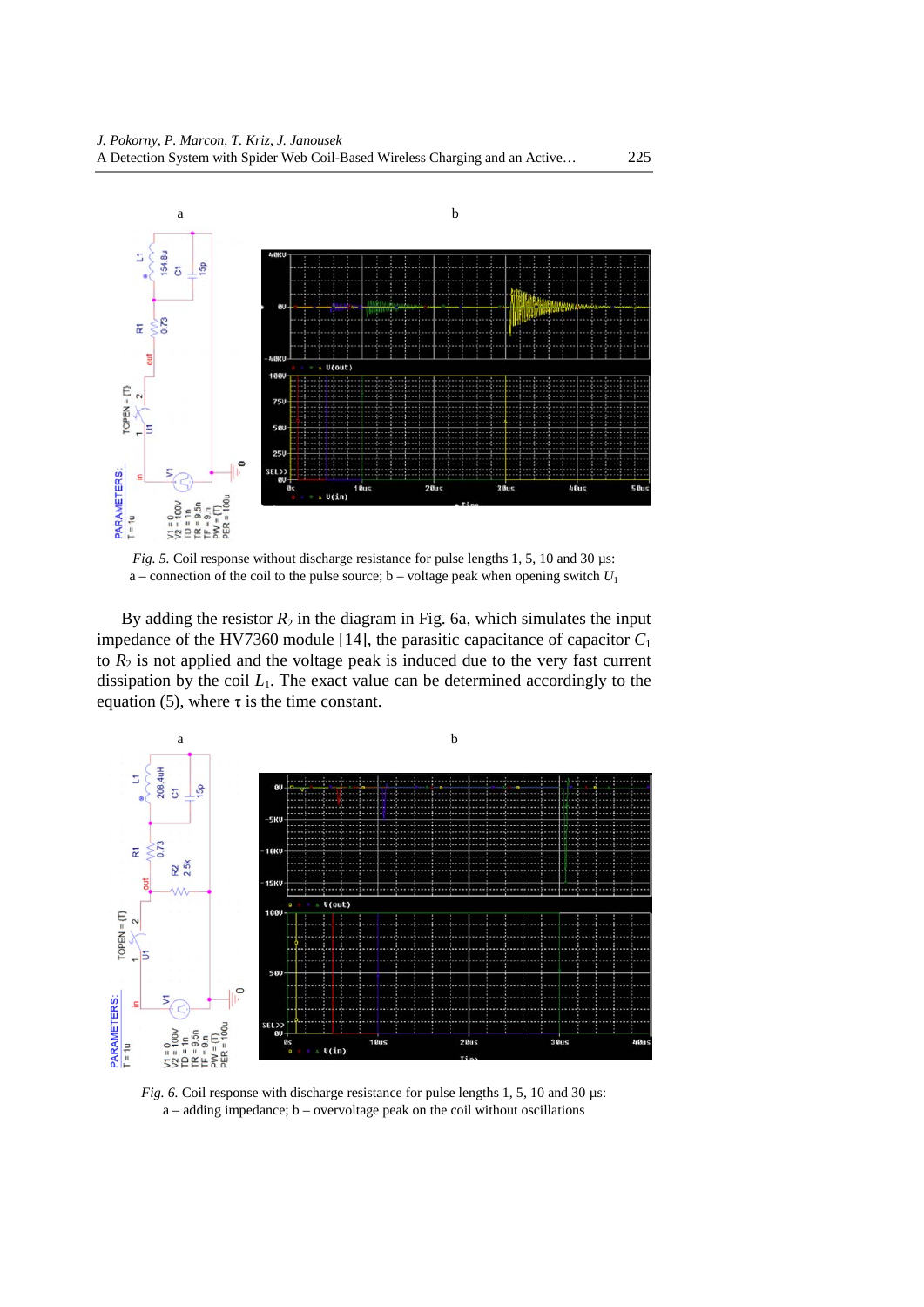*Fig. 5.* Coil response without discharge resistance for pulse lengths 1, 5, 10 and 30 µs: a – connection of the coil to the pulse source; b – voltage peak when opening switch $U_1$

By adding the resistor $R_2$ in the diagram in Fig. 6a, which simulates the input impedance of the HV7360 module [14], the parasitic capacitance of capacitor $C_1$ to $R_2$ is not applied and the voltage peak is induced due to the very fast current dissipation by the coil $L_1$. The exact value can be determined accordingly to the equation (5), where $\tau$ is the time constant.

*Fig. 6.* Coil response with discharge resistance for pulse lengths 1, 5, 10 and 30 µs: a – adding impedance; b – overvoltage peak on the coil without oscillations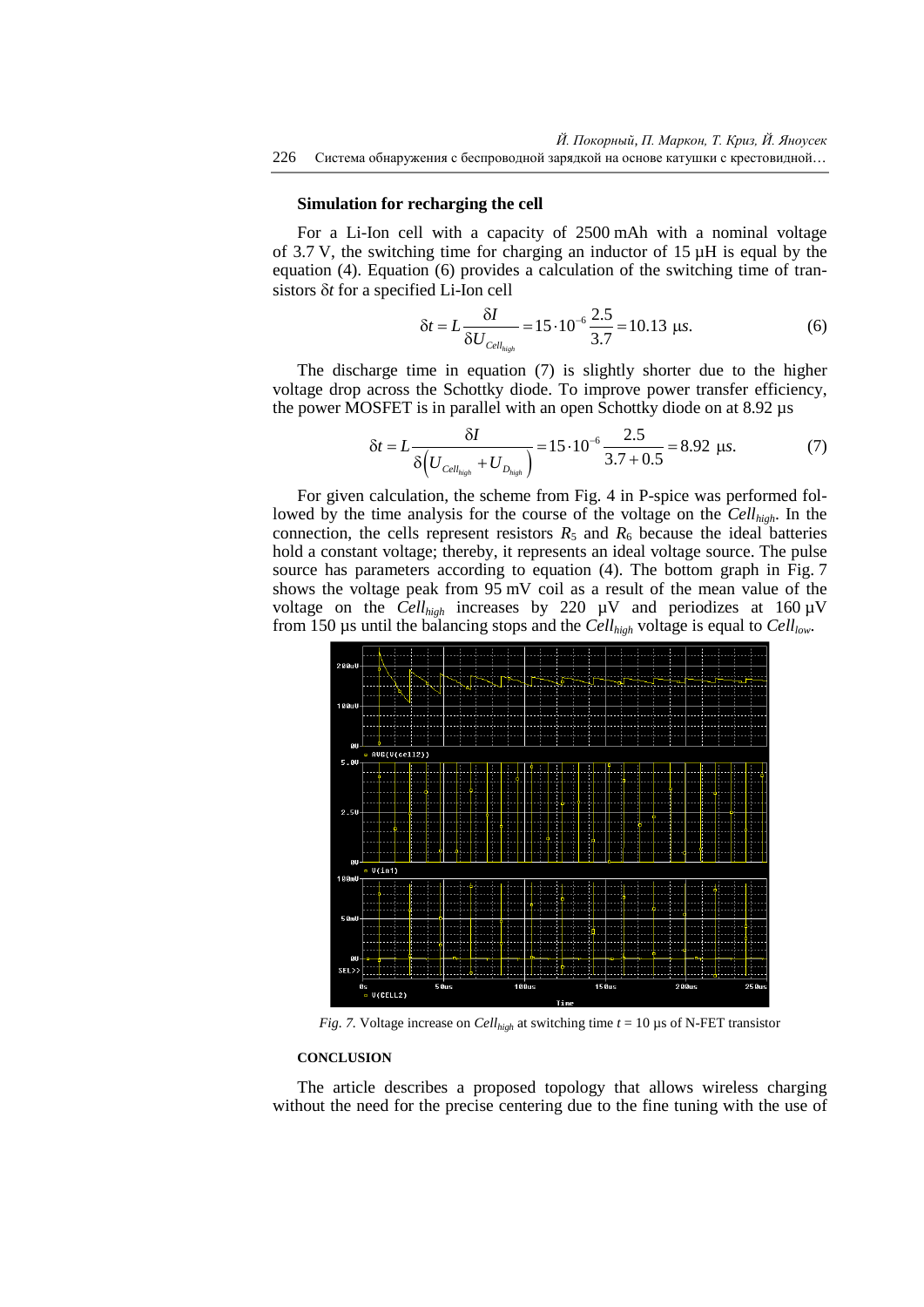### Simulation for recharging the cell

For a Li-Ion cell with a capacity of 2500 mAh with a nominal voltage of 3.7 V, the switching time for charging an inductor of 15 µH is equal by the equation (4). Equation (6) provides a calculation of the switching time of transistors $\delta t$ for a specified Li-Ion cell

$$\delta t = L\frac{\delta I}{\delta U_{Cell_{high}}} = 15 \cdot 10^{-6}\frac{2.5}{3.7} = 10.13 \ \mu s. \tag{6}$$

The discharge time in equation (7) is slightly shorter due to the higher voltage drop across the Schottky diode. To improve power transfer efficiency, the power MOSFET is in parallel with an open Schottky diode on at 8.92 µs

$$\delta t = L\frac{\delta I}{\delta\left(U_{Cell_{high}} + U_{D_{high}}\right)} = 15 \cdot 10^{-6}\frac{2.5}{3.7 + 0.5} = 8.92 \ \mu s. \tag{7}$$

For given calculation, the scheme from Fig. 4 in P-spice was performed followed by the time analysis for the course of the voltage on the $Cell_{high}$. In the connection, the cells represent resistors $R_5$ and $R_6$ because the ideal batteries hold a constant voltage; thereby, it represents an ideal voltage source. The pulse source has parameters according to equation (4). The bottom graph in Fig. 7 shows the voltage peak from 95 mV coil as a result of the mean value of the voltage on the $Cell_{high}$ increases by 220 µV and periodizes at 160 µV from 150 µs until the balancing stops and the $Cell_{high}$ voltage is equal to $Cell_{low}$.

*Fig. 7.* Voltage increase on $Cell_{high}$ at switching time $t$ = 10 µs of N-FET transistor

### CONCLUSION

The article describes a proposed topology that allows wireless charging without the need for the precise centering due to the fine tuning with the use of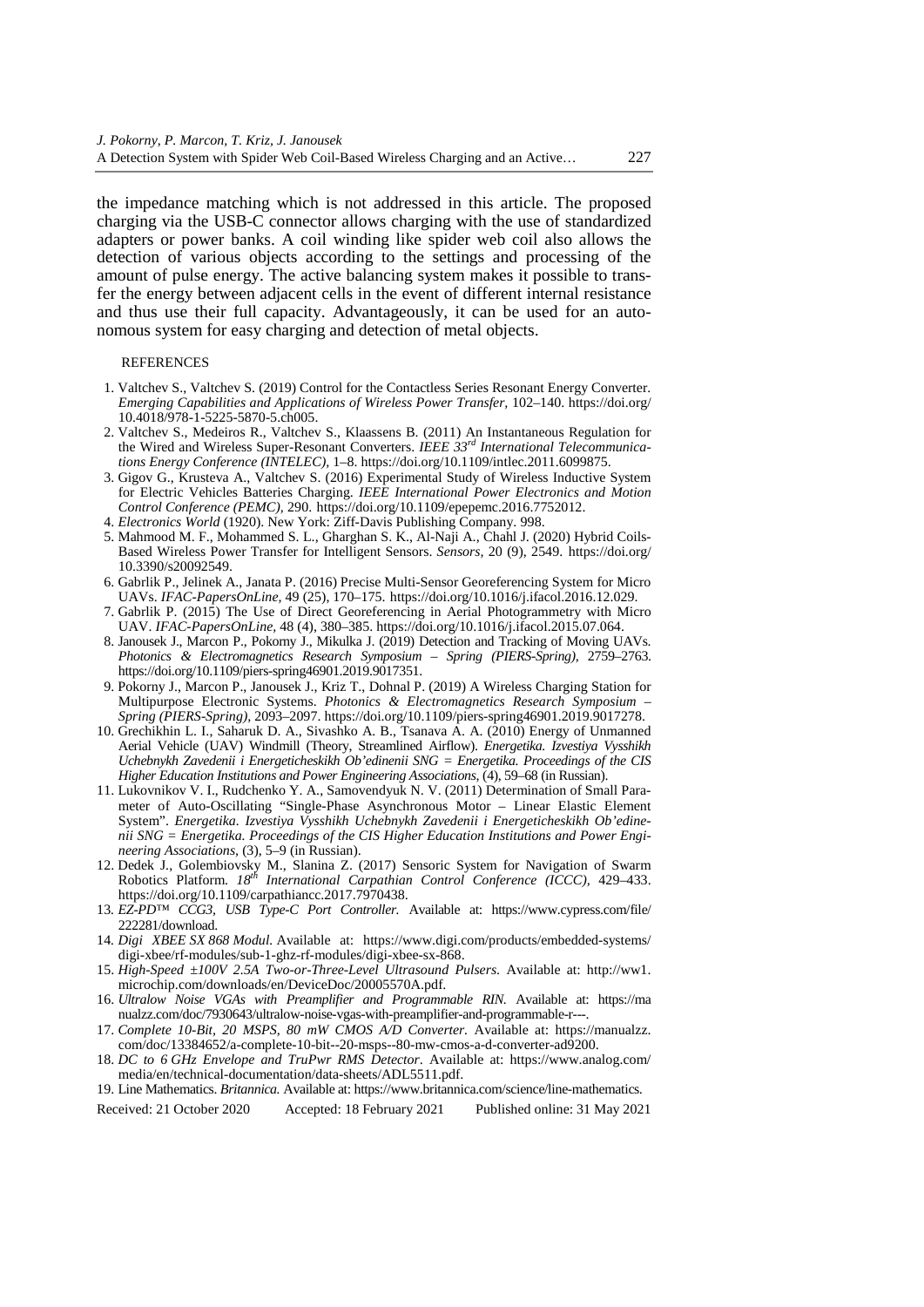the impedance matching which is not addressed in this article. The proposed charging via the USB-C connector allows charging with the use of standardized adapters or power banks. A coil winding like spider web coil also allows the detection of various objects according to the settings and processing of the amount of pulse energy. The active balancing system makes it possible to transfer the energy between adjacent cells in the event of different internal resistance and thus use their full capacity. Advantageously, it can be used for an autonomous system for easy charging and detection of metal objects.

## REFERENCES

1. Valtchev S., Valtchev S. (2019) Control for the Contactless Series Resonant Energy Converter. *Emerging Capabilities and Applications of Wireless Power Transfer*, 102–140. https://doi.org/10.4018/978-1-5225-5870-5.ch005.
2. Valtchev S., Medeiros R., Valtchev S., Klaassens B. (2011) An Instantaneous Regulation for the Wired and Wireless Super-Resonant Converters. *IEEE 33rd International Telecommunications Energy Conference (INTELEC)*, 1–8. https://doi.org/10.1109/intlec.2011.6099875.
3. Gigov G., Krusteva A., Valtchev S. (2016) Experimental Study of Wireless Inductive System for Electric Vehicles Batteries Charging. *IEEE International Power Electronics and Motion Control Conference (PEMC)*, 290. https://doi.org/10.1109/epepemc.2016.7752012.
4. *Electronics World* (1920). New York: Ziff-Davis Publishing Company. 998.
5. Mahmood M. F., Mohammed S. L., Gharghan S. K., Al-Naji A., Chahl J. (2020) Hybrid Coils-Based Wireless Power Transfer for Intelligent Sensors. *Sensors*, 20 (9), 2549. https://doi.org/10.3390/s20092549.
6. Gabrlik P., Jelinek A., Janata P. (2016) Precise Multi-Sensor Georeferencing System for Micro UAVs. *IFAC-PapersOnLine*, 49 (25), 170–175. https://doi.org/10.1016/j.ifacol.2016.12.029.
7. Gabrlik P. (2015) The Use of Direct Georeferencing in Aerial Photogrammetry with Micro UAV. *IFAC-PapersOnLine*, 48 (4), 380–385. https://doi.org/10.1016/j.ifacol.2015.07.064.
8. Janousek J., Marcon P., Pokorny J., Mikulka J. (2019) Detection and Tracking of Moving UAVs. *Photonics & Electromagnetics Research Symposium – Spring (PIERS-Spring)*, 2759–2763. https://doi.org/10.1109/piers-spring46901.2019.9017351.
9. Pokorny J., Marcon P., Janousek J., Kriz T., Dohnal P. (2019) A Wireless Charging Station for Multipurpose Electronic Systems. *Photonics & Electromagnetics Research Symposium – Spring (PIERS-Spring)*, 2093–2097. https://doi.org/10.1109/piers-spring46901.2019.9017278.
10. Grechikhin L. I., Saharuk D. A., Sivashko A. B., Tsanava A. A. (2010) Energy of Unmanned Aerial Vehicle (UAV) Windmill (Theory, Streamlined Airflow). *Energetika. Izvestiya Vysshikh Uchebnykh Zavedenii i Energeticheskikh Ob'edinenii SNG = Energetika. Proceedings of the CIS Higher Education Institutions and Power Engineering Associations*, (4), 59–68 (in Russian).
11. Lukovnikov V. I., Rudchenko Y. A., Samovendyuk N. V. (2011) Determination of Small Parameter of Auto-Oscillating "Single-Phase Asynchronous Motor – Linear Elastic Element System". *Energetika. Izvestiya Vysshikh Uchebnykh Zavedenii i Energeticheskikh Ob'edinenii SNG = Energetika. Proceedings of the CIS Higher Education Institutions and Power Engineering Associations*, (3), 5–9 (in Russian).
12. Dedek J., Golembiovsky M., Slanina Z. (2017) Sensoric System for Navigation of Swarm Robotics Platform. *18th International Carpathian Control Conference (ICCC)*, 429–433. https://doi.org/10.1109/carpathiancc.2017.7970438.
13. *EZ-PD™ CCG3, USB Type-C Port Controller.* Available at: https://www.cypress.com/file/222281/download.
14. *Digi XBEE SX 868 Modul*. Available at: https://www.digi.com/products/embedded-systems/digi-xbee/rf-modules/sub-1-ghz-rf-modules/digi-xbee-sx-868.
15. *High-Speed ±100V 2.5A Two-or-Three-Level Ultrasound Pulsers.* Available at: http://ww1.microchip.com/downloads/en/DeviceDoc/20005570A.pdf.
16. *Ultralow Noise VGAs with Preamplifier and Programmable RIN.* Available at: https://manualzz.com/doc/7930643/ultralow-noise-vgas-with-preamplifier-and-programmable-r---.
17. *Complete 10-Bit, 20 MSPS, 80 mW CMOS A/D Converter*. Available at: https://manualzz.com/doc/13384652/a-complete-10-bit--20-msps--80-mw-cmos-a-d-converter-ad9200.
18. *DC to 6 GHz Envelope and TruPwr RMS Detector*. Available at: https://www.analog.com/media/en/technical-documentation/data-sheets/ADL5511.pdf.
19. Line Mathematics. *Britannica.* Available at: https://www.britannica.com/science/line-mathematics.

Received: 21 October 2020 Accepted: 18 February 2021 Published online: 31 May 2021